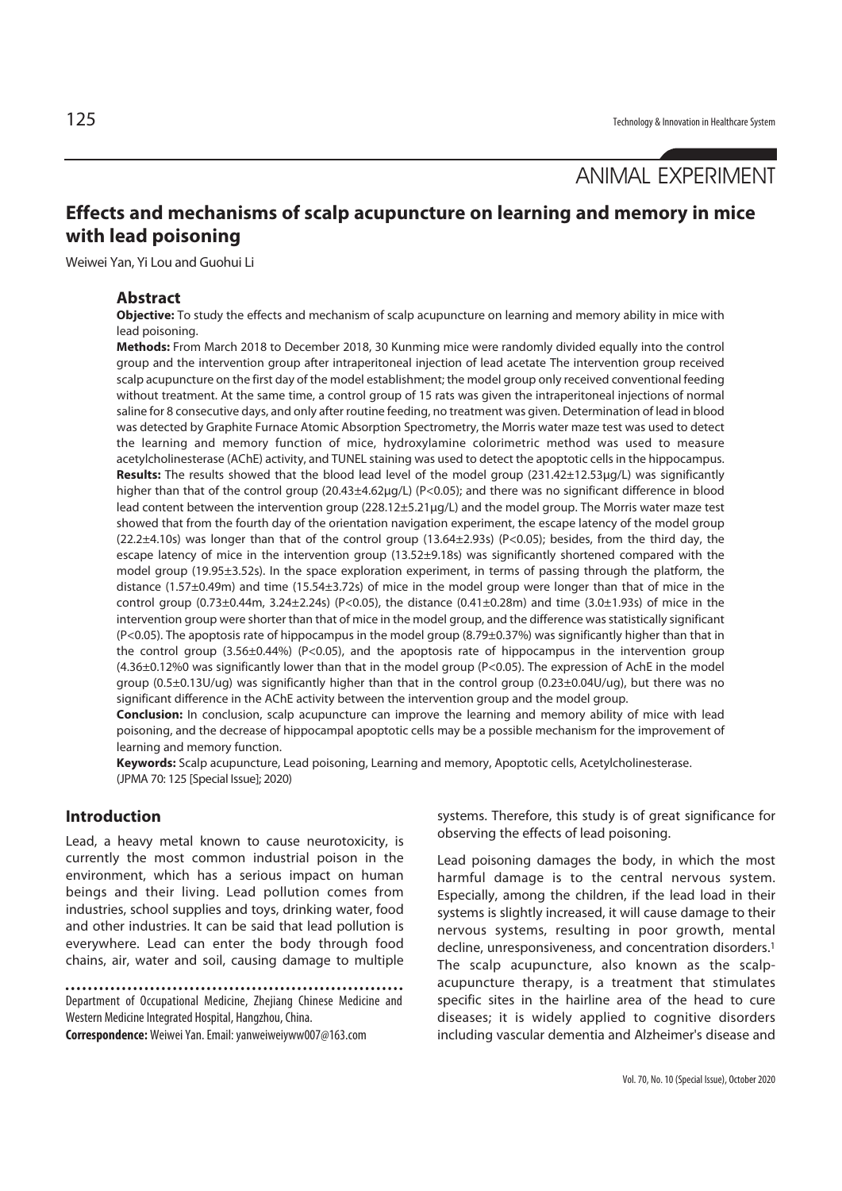ANIMAL EXPERIMENT

# Effects and mechanisms of scalp acupuncture on learning and memory in mice with lead poisoning

Weiwei Yan, Yi Lou and Guohui Li

## Abstract

**Objective:** To study the effects and mechanism of scalp acupuncture on learning and memory ability in mice with lead poisoning.

**Methods:** From March 2018 to December 2018, 30 Kunming mice were randomly divided equally into the control group and the intervention group after intraperitoneal injection of lead acetate The intervention group received scalp acupuncture on the first day of the model establishment; the model group only received conventional feeding without treatment. At the same time, a control group of 15 rats was given the intraperitoneal injections of normal saline for 8 consecutive days, and only after routine feeding, no treatment was given. Determination of lead in blood was detected by Graphite Furnace Atomic Absorption Spectrometry, the Morris water maze test was used to detect the learning and memory function of mice, hydroxylamine colorimetric method was used to measure acetylcholinesterase (AChE) activity, and TUNEL staining was used to detect the apoptotic cells in the hippocampus.

**Results:** The results showed that the blood lead level of the model group (231.42±12.53μg/L) was significantly higher than that of the control group (20.43±4.62μg/L) ($P<0.05$); and there was no significant difference in blood lead content between the intervention group (228.12±5.21μg/L) and the model group. The Morris water maze test showed that from the fourth day of the orientation navigation experiment, the escape latency of the model group (22.2±4.10s) was longer than that of the control group (13.64±2.93s) ($P<0.05$); besides, from the third day, the escape latency of mice in the intervention group (13.52±9.18s) was significantly shortened compared with the model group (19.95±3.52s). In the space exploration experiment, in terms of passing through the platform, the distance (1.57±0.49m) and time (15.54±3.72s) of mice in the model group were longer than that of mice in the control group (0.73±0.44m, 3.24±2.24s) ($P<0.05$), the distance (0.41±0.28m) and time (3.0±1.93s) of mice in the intervention group were shorter than that of mice in the model group, and the difference was statistically significant ($P<0.05$). The apoptosis rate of hippocampus in the model group (8.79±0.37%) was significantly higher than that in the control group (3.56±0.44%) ($P<0.05$), and the apoptosis rate of hippocampus in the intervention group (4.36±0.12%0 was significantly lower than that in the model group ($P<0.05$). The expression of AchE in the model group (0.5±0.13U/ug) was significantly higher than that in the control group (0.23±0.04U/ug), but there was no significant difference in the AChE activity between the intervention group and the model group.

**Conclusion:** In conclusion, scalp acupuncture can improve the learning and memory ability of mice with lead poisoning, and the decrease of hippocampal apoptotic cells may be a possible mechanism for the improvement of learning and memory function.

**Keywords:** Scalp acupuncture, Lead poisoning, Learning and memory, Apoptotic cells, Acetylcholinesterase.

(JPMA 70: 125 [Special Issue]; 2020)

## Introduction

Lead, a heavy metal known to cause neurotoxicity, is currently the most common industrial poison in the environment, which has a serious impact on human beings and their living. Lead pollution comes from industries, school supplies and toys, drinking water, food and other industries. It can be said that lead pollution is everywhere. Lead can enter the body through food chains, air, water and soil, causing damage to multiple systems. Therefore, this study is of great significance for observing the effects of lead poisoning.

Lead poisoning damages the body, in which the most harmful damage is to the central nervous system. Especially, among the children, if the lead load in their systems is slightly increased, it will cause damage to their nervous systems, resulting in poor growth, mental decline, unresponsiveness, and concentration disorders.[1] The scalp acupuncture, also known as the scalp-acupuncture therapy, is a treatment that stimulates specific sites in the hairline area of the head to cure diseases; it is widely applied to cognitive disorders including vascular dementia and Alzheimer's disease and

Department of Occupational Medicine, Zhejiang Chinese Medicine and Western Medicine Integrated Hospital, Hangzhou, China.

**Correspondence:** Weiwei Yan. Email: yanweiweiyww007@163.com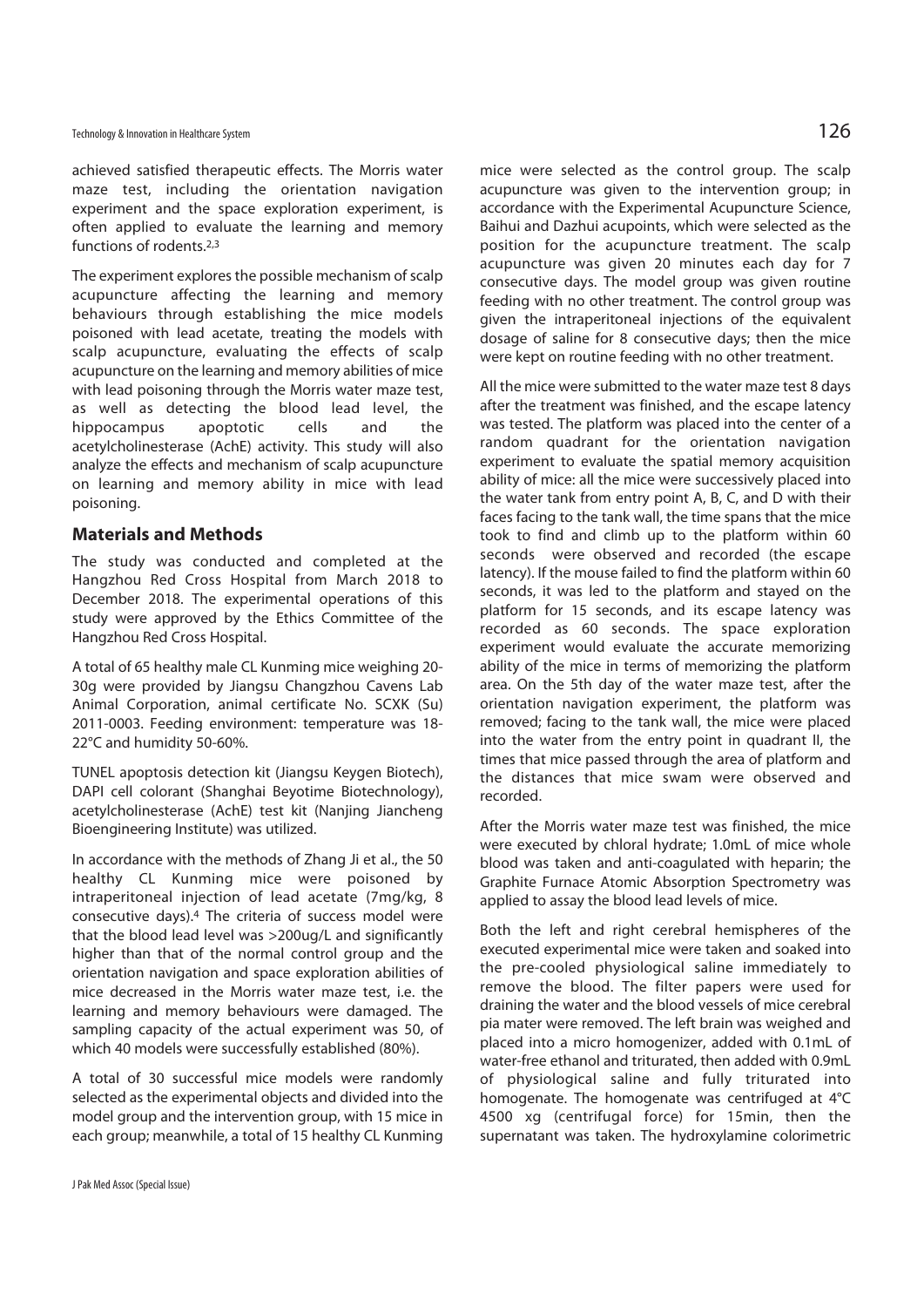achieved satisfied therapeutic effects. The Morris water maze test, including the orientation navigation experiment and the space exploration experiment, is often applied to evaluate the learning and memory functions of rodents.[2,3]

The experiment explores the possible mechanism of scalp acupuncture affecting the learning and memory behaviours through establishing the mice models poisoned with lead acetate, treating the models with scalp acupuncture, evaluating the effects of scalp acupuncture on the learning and memory abilities of mice with lead poisoning through the Morris water maze test, as well as detecting the blood lead level, the hippocampus apoptotic cells and the acetylcholinesterase (AchE) activity. This study will also analyze the effects and mechanism of scalp acupuncture on learning and memory ability in mice with lead poisoning.

## Materials and Methods

The study was conducted and completed at the Hangzhou Red Cross Hospital from March 2018 to December 2018. The experimental operations of this study were approved by the Ethics Committee of the Hangzhou Red Cross Hospital.

A total of 65 healthy male CL Kunming mice weighing 20-30g were provided by Jiangsu Changzhou Cavens Lab Animal Corporation, animal certificate No. SCXK (Su) 2011-0003. Feeding environment: temperature was 18-22°C and humidity 50-60%.

TUNEL apoptosis detection kit (Jiangsu Keygen Biotech), DAPI cell colorant (Shanghai Beyotime Biotechnology), acetylcholinesterase (AchE) test kit (Nanjing Jiancheng Bioengineering Institute) was utilized.

In accordance with the methods of Zhang Ji et al., the 50 healthy CL Kunming mice were poisoned by intraperitoneal injection of lead acetate (7mg/kg, 8 consecutive days).[4] The criteria of success model were that the blood lead level was >200ug/L and significantly higher than that of the normal control group and the orientation navigation and space exploration abilities of mice decreased in the Morris water maze test, i.e. the learning and memory behaviours were damaged. The sampling capacity of the actual experiment was 50, of which 40 models were successfully established (80%).

A total of 30 successful mice models were randomly selected as the experimental objects and divided into the model group and the intervention group, with 15 mice in each group; meanwhile, a total of 15 healthy CL Kunming mice were selected as the control group. The scalp acupuncture was given to the intervention group; in accordance with the Experimental Acupuncture Science, Baihui and Dazhui acupoints, which were selected as the position for the acupuncture treatment. The scalp acupuncture was given 20 minutes each day for 7 consecutive days. The model group was given routine feeding with no other treatment. The control group was given the intraperitoneal injections of the equivalent dosage of saline for 8 consecutive days; then the mice were kept on routine feeding with no other treatment.

All the mice were submitted to the water maze test 8 days after the treatment was finished, and the escape latency was tested. The platform was placed into the center of a random quadrant for the orientation navigation experiment to evaluate the spatial memory acquisition ability of mice: all the mice were successively placed into the water tank from entry point A, B, C, and D with their faces facing to the tank wall, the time spans that the mice took to find and climb up to the platform within 60 seconds were observed and recorded (the escape latency). If the mouse failed to find the platform within 60 seconds, it was led to the platform and stayed on the platform for 15 seconds, and its escape latency was recorded as 60 seconds. The space exploration experiment would evaluate the accurate memorizing ability of the mice in terms of memorizing the platform area. On the 5th day of the water maze test, after the orientation navigation experiment, the platform was removed; facing to the tank wall, the mice were placed into the water from the entry point in quadrant II, the times that mice passed through the area of platform and the distances that mice swam were observed and recorded.

After the Morris water maze test was finished, the mice were executed by chloral hydrate; 1.0mL of mice whole blood was taken and anti-coagulated with heparin; the Graphite Furnace Atomic Absorption Spectrometry was applied to assay the blood lead levels of mice.

Both the left and right cerebral hemispheres of the executed experimental mice were taken and soaked into the pre-cooled physiological saline immediately to remove the blood. The filter papers were used for draining the water and the blood vessels of mice cerebral pia mater were removed. The left brain was weighed and placed into a micro homogenizer, added with 0.1mL of water-free ethanol and triturated, then added with 0.9mL of physiological saline and fully triturated into homogenate. The homogenate was centrifuged at 4°C 4500 xg (centrifugal force) for 15min, then the supernatant was taken. The hydroxylamine colorimetric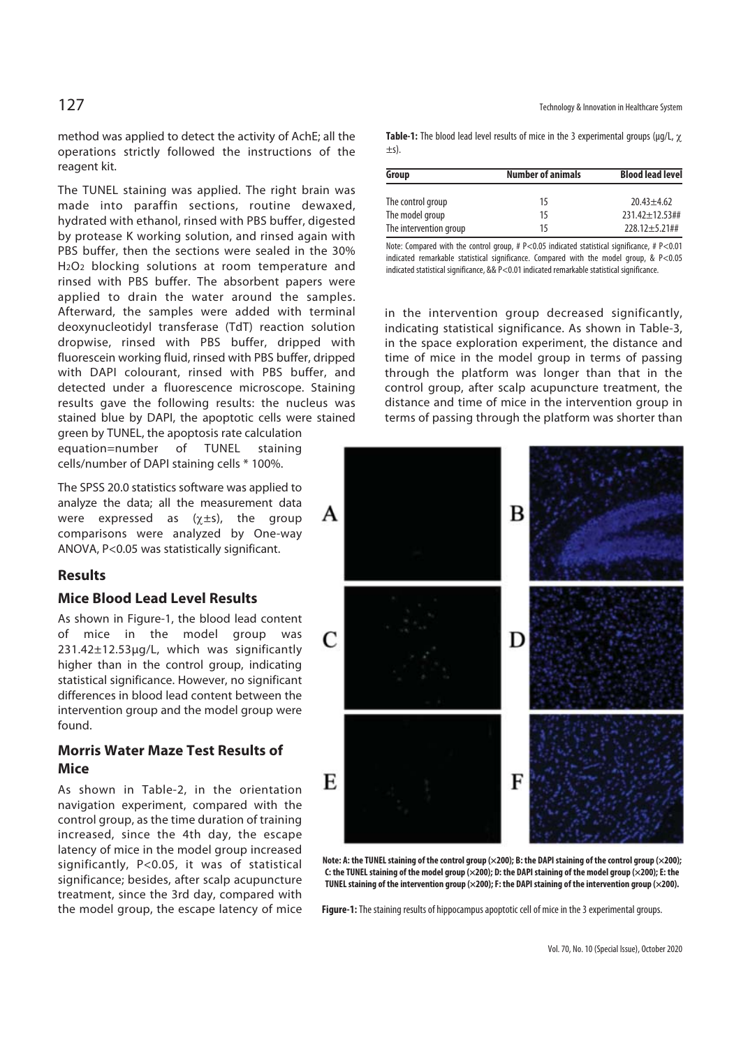method was applied to detect the activity of AchE; all the operations strictly followed the instructions of the reagent kit.

The TUNEL staining was applied. The right brain was made into paraffin sections, routine dewaxed, hydrated with ethanol, rinsed with PBS buffer, digested by protease K working solution, and rinsed again with PBS buffer, then the sections were sealed in the 30% $H_2O_2$ blocking solutions at room temperature and rinsed with PBS buffer. The absorbent papers were applied to drain the water around the samples. Afterward, the samples were added with terminal deoxynucleotidyl transferase (TdT) reaction solution dropwise, rinsed with PBS buffer, dripped with fluorescein working fluid, rinsed with PBS buffer, dripped with DAPI colourant, rinsed with PBS buffer, and detected under a fluorescence microscope. Staining results gave the following results: the nucleus was stained blue by DAPI, the apoptotic cells were stained green by TUNEL, the apoptosis rate calculation equation=number of TUNEL staining cells/number of DAPI staining cells * 100%.

The SPSS 20.0 statistics software was applied to analyze the data; all the measurement data were expressed as ($\chi \pm s$), the group comparisons were analyzed by One-way ANOVA, $P<0.05$ was statistically significant.

## Results

### Mice Blood Lead Level Results

As shown in Figure-1, the blood lead content of mice in the model group was 231.42±12.53μg/L, which was significantly higher than in the control group, indicating statistical significance. However, no significant differences in blood lead content between the intervention group and the model group were found.

### Morris Water Maze Test Results of Mice

As shown in Table-2, in the orientation navigation experiment, compared with the control group, as the time duration of training increased, since the 4th day, the escape latency of mice in the model group increased significantly, $P<0.05$, it was of statistical significance; besides, after scalp acupuncture treatment, since the 3rd day, compared with the model group, the escape latency of mice in the intervention group decreased significantly, indicating statistical significance. As shown in Table-3, in the space exploration experiment, the distance and time of mice in the model group in terms of passing through the platform was longer than that in the control group, after scalp acupuncture treatment, the distance and time of mice in the intervention group in terms of passing through the platform was shorter than

**Table-1:** The blood lead level results of mice in the 3 experimental groups (μg/L, $\chi \pm s$).

| Group | Number of animals | Blood lead level |
|---|---|---|
| The control group | 15 | 20.43±4.62 |
| The model group | 15 | 231.42±12.53## |
| The intervention group | 15 | 228.12±5.21## |

Note: Compared with the control group, # $P<0.05$ indicated statistical significance, # $P<0.01$ indicated remarkable statistical significance. Compared with the model group, & $P<0.05$ indicated statistical significance, && $P<0.01$ indicated remarkable statistical significance.

**Note: A: the TUNEL staining of the control group (×200); B: the DAPI staining of the control group (×200); C: the TUNEL staining of the model group (×200); D: the DAPI staining of the model group (×200); E: the TUNEL staining of the intervention group (×200); F: the DAPI staining of the intervention group (×200).**

**Figure-1:** The staining results of hippocampus apoptotic cell of mice in the 3 experimental groups.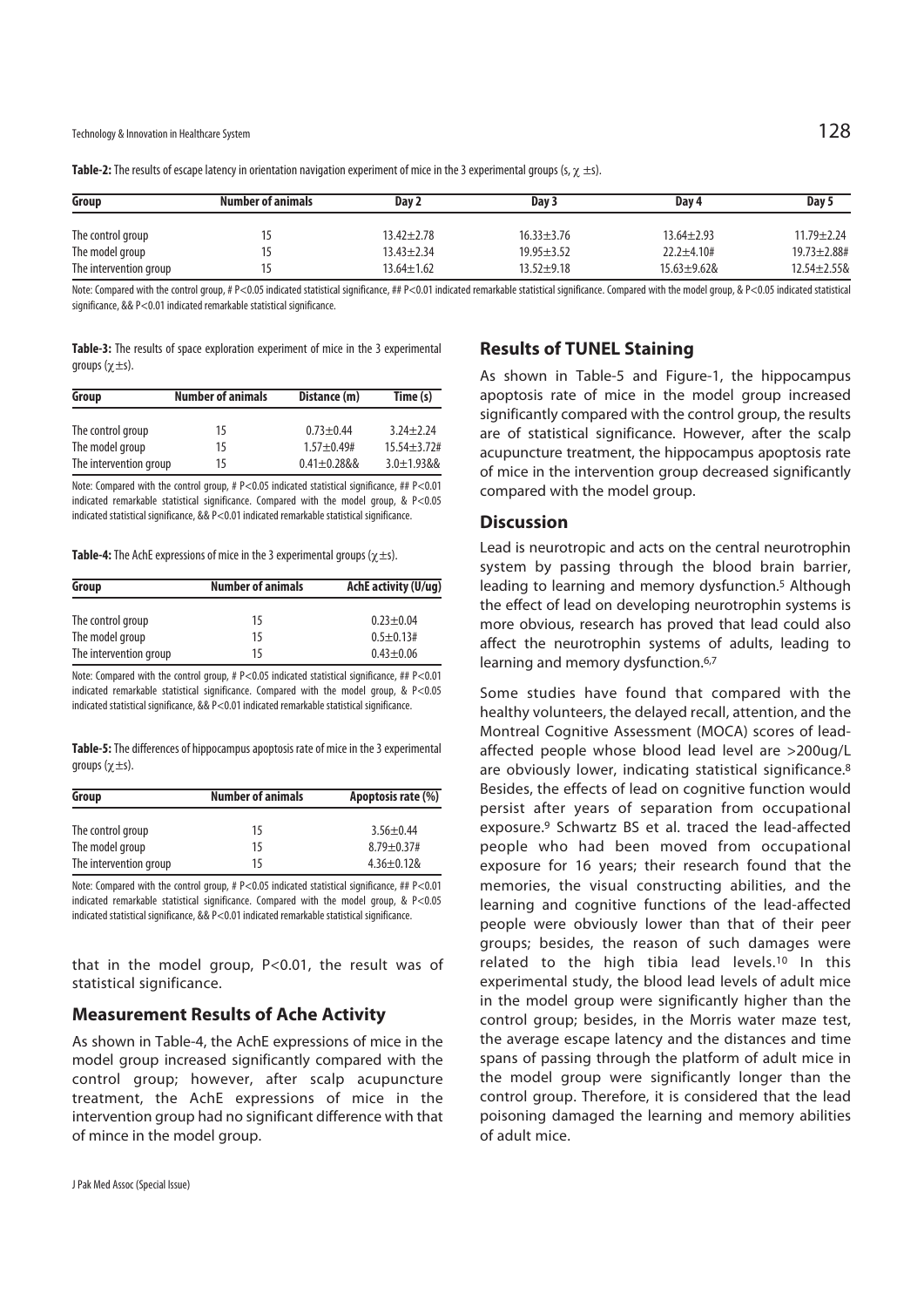**Table-2:** The results of escape latency in orientation navigation experiment of mice in the 3 experimental groups (s, $\chi \pm s$).

| Group | Number of animals | Day 2 | Day 3 | Day 4 | Day 5 |
|---|---|---|---|---|---|
| The control group | 15 | 13.42±2.78 | 16.33±3.76 | 13.64±2.93 | 11.79±2.24 |
| The model group | 15 | 13.43±2.34 | 19.95±3.52 | 22.2±4.10# | 19.73±2.88# |
| The intervention group | 15 | 13.64±1.62 | 13.52±9.18 | 15.63±9.62& | 12.54±2.55& |

Note: Compared with the control group, # $P<0.05$ indicated statistical significance, ## $P<0.01$ indicated remarkable statistical significance. Compared with the model group, & $P<0.05$ indicated statistical significance, && $P<0.01$ indicated remarkable statistical significance.

**Table-3:** The results of space exploration experiment of mice in the 3 experimental groups ($\chi \pm s$).

| Group | Number of animals | Distance (m) | Time (s) |
|---|---|---|---|
| The control group | 15 | 0.73±0.44 | 3.24±2.24 |
| The model group | 15 | 1.57±0.49# | 15.54±3.72# |
| The intervention group | 15 | 0.41±0.28&& | 3.0±1.93&& |

Note: Compared with the control group, # $P<0.05$ indicated statistical significance, ## $P<0.01$ indicated remarkable statistical significance. Compared with the model group, & $P<0.05$ indicated statistical significance, && $P<0.01$ indicated remarkable statistical significance.

**Table-4:** The AchE expressions of mice in the 3 experimental groups ($\chi \pm s$).

| Group | Number of animals | AchE activity (U/ug) |
|---|---|---|
| The control group | 15 | 0.23±0.04 |
| The model group | 15 | 0.5±0.13# |
| The intervention group | 15 | 0.43±0.06 |

Note: Compared with the control group, # $P<0.05$ indicated statistical significance, ## $P<0.01$ indicated remarkable statistical significance. Compared with the model group, & $P<0.05$ indicated statistical significance, && $P<0.01$ indicated remarkable statistical significance.

**Table-5:** The differences of hippocampus apoptosis rate of mice in the 3 experimental groups ($\chi \pm s$).

| Group | Number of animals | Apoptosis rate (%) |
|---|---|---|
| The control group | 15 | 3.56±0.44 |
| The model group | 15 | 8.79±0.37# |
| The intervention group | 15 | 4.36±0.12& |

Note: Compared with the control group, # $P<0.05$ indicated statistical significance, ## $P<0.01$ indicated remarkable statistical significance. Compared with the model group, & $P<0.05$ indicated statistical significance, && $P<0.01$ indicated remarkable statistical significance.

that in the model group, $P<0.01$, the result was of statistical significance.

## Measurement Results of Ache Activity

As shown in Table-4, the AchE expressions of mice in the model group increased significantly compared with the control group; however, after scalp acupuncture treatment, the AchE expressions of mice in the intervention group had no significant difference with that of mince in the model group.

## Results of TUNEL Staining

As shown in Table-5 and Figure-1, the hippocampus apoptosis rate of mice in the model group increased significantly compared with the control group, the results are of statistical significance. However, after the scalp acupuncture treatment, the hippocampus apoptosis rate of mice in the intervention group decreased significantly compared with the model group.

## Discussion

Lead is neurotropic and acts on the central neurotrophin system by passing through the blood brain barrier, leading to learning and memory dysfunction.[5] Although the effect of lead on developing neurotrophin systems is more obvious, research has proved that lead could also affect the neurotrophin systems of adults, leading to learning and memory dysfunction.[6,7]

Some studies have found that compared with the healthy volunteers, the delayed recall, attention, and the Montreal Cognitive Assessment (MOCA) scores of lead-affected people whose blood lead level are >200ug/L are obviously lower, indicating statistical significance.[8] Besides, the effects of lead on cognitive function would persist after years of separation from occupational exposure.[9] Schwartz BS et al. traced the lead-affected people who had been moved from occupational exposure for 16 years; their research found that the memories, the visual constructing abilities, and the learning and cognitive functions of the lead-affected people were obviously lower than that of their peer groups; besides, the reason of such damages were related to the high tibia lead levels.[10] In this experimental study, the blood lead levels of adult mice in the model group were significantly higher than the control group; besides, in the Morris water maze test, the average escape latency and the distances and time spans of passing through the platform of adult mice in the model group were significantly longer than the control group. Therefore, it is considered that the lead poisoning damaged the learning and memory abilities of adult mice.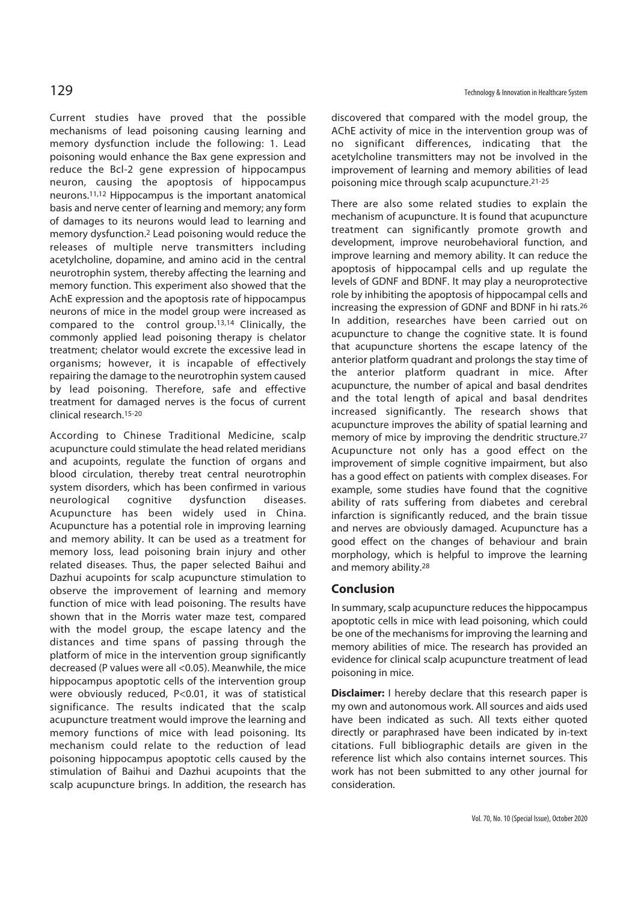Current studies have proved that the possible mechanisms of lead poisoning causing learning and memory dysfunction include the following: 1. Lead poisoning would enhance the Bax gene expression and reduce the Bcl-2 gene expression of hippocampus neuron, causing the apoptosis of hippocampus neurons.[11,12] Hippocampus is the important anatomical basis and nerve center of learning and memory; any form of damages to its neurons would lead to learning and memory dysfunction.[2] Lead poisoning would reduce the releases of multiple nerve transmitters including acetylcholine, dopamine, and amino acid in the central neurotrophin system, thereby affecting the learning and memory function. This experiment also showed that the AchE expression and the apoptosis rate of hippocampus neurons of mice in the model group were increased as compared to the control group.[13,14] Clinically, the commonly applied lead poisoning therapy is chelator treatment; chelator would excrete the excessive lead in organisms; however, it is incapable of effectively repairing the damage to the neurotrophin system caused by lead poisoning. Therefore, safe and effective treatment for damaged nerves is the focus of current clinical research.[15-20]

According to Chinese Traditional Medicine, scalp acupuncture could stimulate the head related meridians and acupoints, regulate the function of organs and blood circulation, thereby treat central neurotrophin system disorders, which has been confirmed in various neurological cognitive dysfunction diseases. Acupuncture has been widely used in China. Acupuncture has a potential role in improving learning and memory ability. It can be used as a treatment for memory loss, lead poisoning brain injury and other related diseases. Thus, the paper selected Baihui and Dazhui acupoints for scalp acupuncture stimulation to observe the improvement of learning and memory function of mice with lead poisoning. The results have shown that in the Morris water maze test, compared with the model group, the escape latency and the distances and time spans of passing through the platform of mice in the intervention group significantly decreased (P values were all $<0.05$). Meanwhile, the mice hippocampus apoptotic cells of the intervention group were obviously reduced, $P<0.01$, it was of statistical significance. The results indicated that the scalp acupuncture treatment would improve the learning and memory functions of mice with lead poisoning. Its mechanism could relate to the reduction of lead poisoning hippocampus apoptotic cells caused by the stimulation of Baihui and Dazhui acupoints that the scalp acupuncture brings. In addition, the research has discovered that compared with the model group, the AChE activity of mice in the intervention group was of no significant differences, indicating that the acetylcholine transmitters may not be involved in the improvement of learning and memory abilities of lead poisoning mice through scalp acupuncture.[21-25]

There are also some related studies to explain the mechanism of acupuncture. It is found that acupuncture treatment can significantly promote growth and development, improve neurobehavioral function, and improve learning and memory ability. It can reduce the apoptosis of hippocampal cells and up regulate the levels of GDNF and BDNF. It may play a neuroprotective role by inhibiting the apoptosis of hippocampal cells and increasing the expression of GDNF and BDNF in hi rats.[26] In addition, researches have been carried out on acupuncture to change the cognitive state. It is found that acupuncture shortens the escape latency of the anterior platform quadrant and prolongs the stay time of the anterior platform quadrant in mice. After acupuncture, the number of apical and basal dendrites and the total length of apical and basal dendrites increased significantly. The research shows that acupuncture improves the ability of spatial learning and memory of mice by improving the dendritic structure.[27] Acupuncture not only has a good effect on the improvement of simple cognitive impairment, but also has a good effect on patients with complex diseases. For example, some studies have found that the cognitive ability of rats suffering from diabetes and cerebral infarction is significantly reduced, and the brain tissue and nerves are obviously damaged. Acupuncture has a good effect on the changes of behaviour and brain morphology, which is helpful to improve the learning and memory ability.[28]

## Conclusion

In summary, scalp acupuncture reduces the hippocampus apoptotic cells in mice with lead poisoning, which could be one of the mechanisms for improving the learning and memory abilities of mice. The research has provided an evidence for clinical scalp acupuncture treatment of lead poisoning in mice.

**Disclaimer:** I hereby declare that this research paper is my own and autonomous work. All sources and aids used have been indicated as such. All texts either quoted directly or paraphrased have been indicated by in-text citations. Full bibliographic details are given in the reference list which also contains internet sources. This work has not been submitted to any other journal for consideration.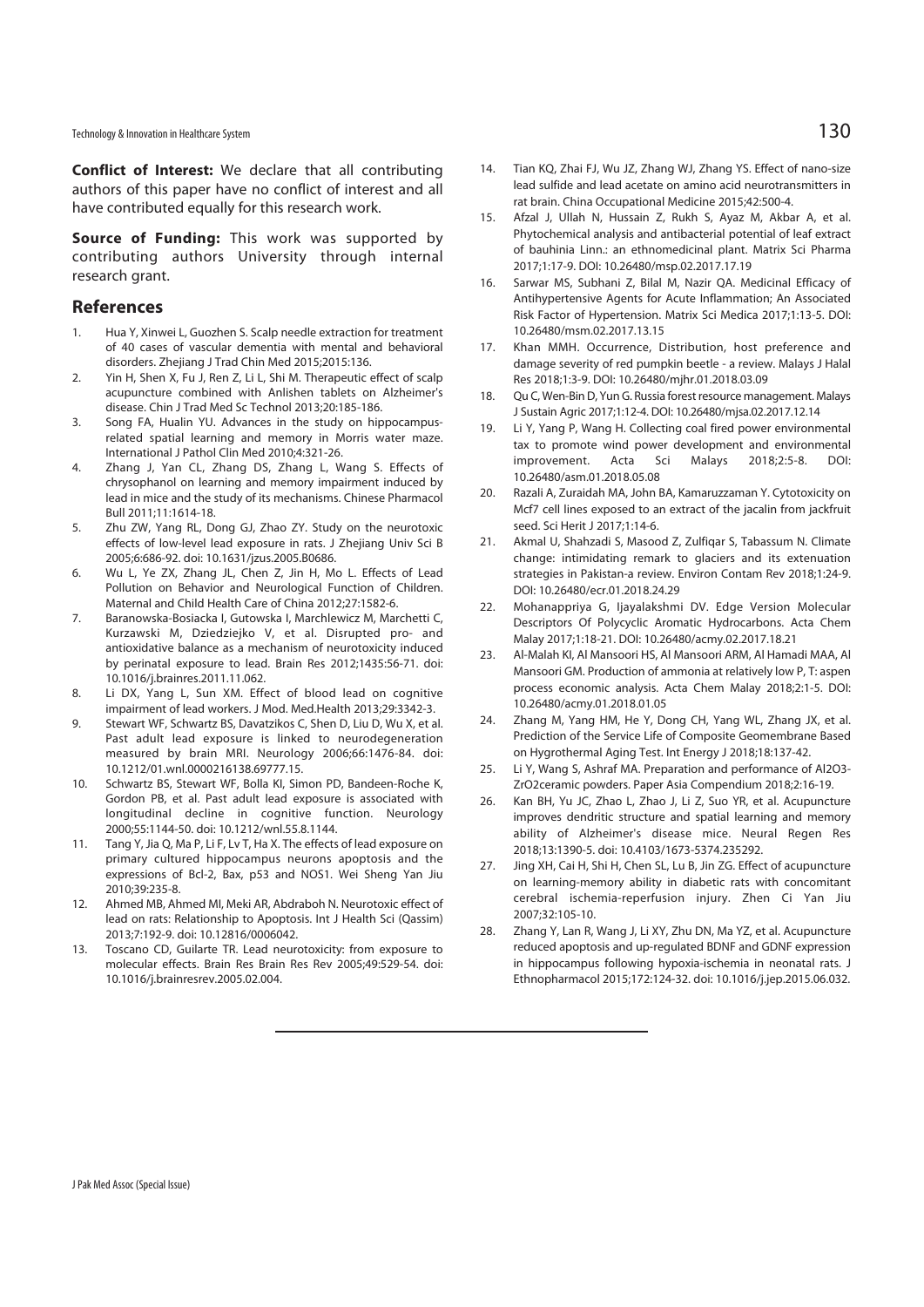**Conflict of Interest:** We declare that all contributing authors of this paper have no conflict of interest and all have contributed equally for this research work.

**Source of Funding:** This work was supported by contributing authors University through internal research grant.

## References

1. Hua Y, Xinwei L, Guozhen S. Scalp needle extraction for treatment of 40 cases of vascular dementia with mental and behavioral disorders. Zhejiang J Trad Chin Med 2015;2015:136.
2. Yin H, Shen X, Fu J, Ren Z, Li L, Shi M. Therapeutic effect of scalp acupuncture combined with Anlishen tablets on Alzheimer's disease. Chin J Trad Med Sc Technol 2013;20:185-186.
3. Song FA, Hualin YU. Advances in the study on hippocampus-related spatial learning and memory in Morris water maze. International J Pathol Clin Med 2010;4:321-26.
4. Zhang J, Yan CL, Zhang DS, Zhang L, Wang S. Effects of chrysophanol on learning and memory impairment induced by lead in mice and the study of its mechanisms. Chinese Pharmacol Bull 2011;11:1614-18.
5. Zhu ZW, Yang RL, Dong GJ, Zhao ZY. Study on the neurotoxic effects of low-level lead exposure in rats. J Zhejiang Univ Sci B 2005;6:686-92. doi: 10.1631/jzus.2005.B0686.
6. Wu L, Ye ZX, Zhang JL, Chen Z, Jin H, Mo L. Effects of Lead Pollution on Behavior and Neurological Function of Children. Maternal and Child Health Care of China 2012;27:1582-6.
7. Baranowska-Bosiacka I, Gutowska I, Marchlewicz M, Marchetti C, Kurzawski M, Dziedziejko V, et al. Disrupted pro- and antioxidative balance as a mechanism of neurotoxicity induced by perinatal exposure to lead. Brain Res 2012;1435:56-71. doi: 10.1016/j.brainres.2011.11.062.
8. Li DX, Yang L, Sun XM. Effect of blood lead on cognitive impairment of lead workers. J Mod. Med.Health 2013;29:3342-3.
9. Stewart WF, Schwartz BS, Davatzikos C, Shen D, Liu D, Wu X, et al. Past adult lead exposure is linked to neurodegeneration measured by brain MRI. Neurology 2006;66:1476-84. doi: 10.1212/01.wnl.0000216138.69777.15.
10. Schwartz BS, Stewart WF, Bolla KI, Simon PD, Bandeen-Roche K, Gordon PB, et al. Past adult lead exposure is associated with longitudinal decline in cognitive function. Neurology 2000;55:1144-50. doi: 10.1212/wnl.55.8.1144.
11. Tang Y, Jia Q, Ma P, Li F, Lv T, Ha X. The effects of lead exposure on primary cultured hippocampus neurons apoptosis and the expressions of Bcl-2, Bax, p53 and NOS1. Wei Sheng Yan Jiu 2010;39:235-8.
12. Ahmed MB, Ahmed MI, Meki AR, Abdraboh N. Neurotoxic effect of lead on rats: Relationship to Apoptosis. Int J Health Sci (Qassim) 2013;7:192-9. doi: 10.12816/0006042.
13. Toscano CD, Guilarte TR. Lead neurotoxicity: from exposure to molecular effects. Brain Res Brain Res Rev 2005;49:529-54. doi: 10.1016/j.brainresrev.2005.02.004.
14. Tian KQ, Zhai FJ, Wu JZ, Zhang WJ, Zhang YS. Effect of nano-size lead sulfide and lead acetate on amino acid neurotransmitters in rat brain. China Occupational Medicine 2015;42:500-4.
15. Afzal J, Ullah N, Hussain Z, Rukh S, Ayaz M, Akbar A, et al. Phytochemical analysis and antibacterial potential of leaf extract of bauhinia Linn.: an ethnomedicinal plant. Matrix Sci Pharma 2017;1:17-9. DOI: 10.26480/msp.02.2017.17.19
16. Sarwar MS, Subhani Z, Bilal M, Nazir QA. Medicinal Efficacy of Antihypertensive Agents for Acute Inflammation; An Associated Risk Factor of Hypertension. Matrix Sci Medica 2017;1:13-5. DOI: 10.26480/msm.02.2017.13.15
17. Khan MMH. Occurrence, Distribution, host preference and damage severity of red pumpkin beetle - a review. Malays J Halal Res 2018;1:3-9. DOI: 10.26480/mjhr.01.2018.03.09
18. Qu C, Wen-Bin D, Yun G. Russia forest resource management. Malays J Sustain Agric 2017;1:12-4. DOI: 10.26480/mjsa.02.2017.12.14
19. Li Y, Yang P, Wang H. Collecting coal fired power environmental tax to promote wind power development and environmental improvement. Acta Sci Malays 2018;2:5-8. DOI: 10.26480/asm.01.2018.05.08
20. Razali A, Zuraidah MA, John BA, Kamaruzzaman Y. Cytotoxicity on Mcf7 cell lines exposed to an extract of the jacalin from jackfruit seed. Sci Herit J 2017;1:14-6.
21. Akmal U, Shahzadi S, Masood Z, Zulfiqar S, Tabassum N. Climate change: intimidating remark to glaciers and its extenuation strategies in Pakistan-a review. Environ Contam Rev 2018;1:24-9. DOI: 10.26480/ecr.01.2018.24.29
22. Mohanappriya G, Ijayalakshmi DV. Edge Version Molecular Descriptors Of Polycyclic Aromatic Hydrocarbons. Acta Chem Malay 2017;1:18-21. DOI: 10.26480/acmy.02.2017.18.21
23. Al-Malah KI, Al Mansoori HS, Al Mansoori ARM, Al Hamadi MAA, Al Mansoori GM. Production of ammonia at relatively low P, T: aspen process economic analysis. Acta Chem Malay 2018;2:1-5. DOI: 10.26480/acmy.01.2018.01.05
24. Zhang M, Yang HM, He Y, Dong CH, Yang WL, Zhang JX, et al. Prediction of the Service Life of Composite Geomembrane Based on Hygrothermal Aging Test. Int Energy J 2018;18:137-42.
25. Li Y, Wang S, Ashraf MA. Preparation and performance of $Al_2O_3$-$ZrO_2$ceramic powders. Paper Asia Compendium 2018;2:16-19.
26. Kan BH, Yu JC, Zhao L, Zhao J, Li Z, Suo YR, et al. Acupuncture improves dendritic structure and spatial learning and memory ability of Alzheimer's disease mice. Neural Regen Res 2018;13:1390-5. doi: 10.4103/1673-5374.235292.
27. Jing XH, Cai H, Shi H, Chen SL, Lu B, Jin ZG. Effect of acupuncture on learning-memory ability in diabetic rats with concomitant cerebral ischemia-reperfusion injury. Zhen Ci Yan Jiu 2007;32:105-10.
28. Zhang Y, Lan R, Wang J, Li XY, Zhu DN, Ma YZ, et al. Acupuncture reduced apoptosis and up-regulated BDNF and GDNF expression in hippocampus following hypoxia-ischemia in neonatal rats. J Ethnopharmacol 2015;172:124-32. doi: 10.1016/j.jep.2015.06.032.